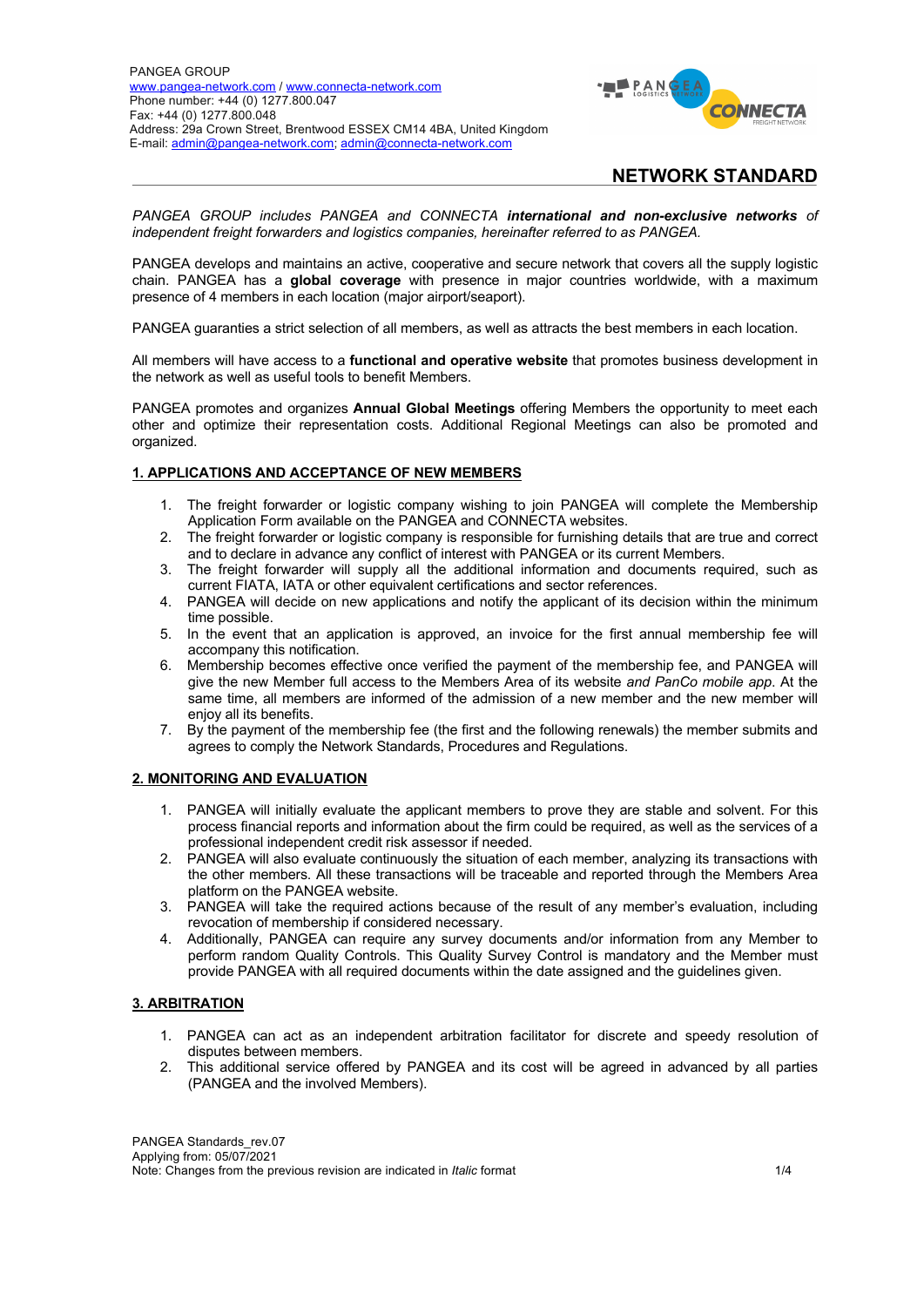PANGEA GROUP
www.pangea-network.com / www.connecta-network.com
Phone number: +44 (0) 1277.800.047
Fax: +44 (0) 1277.800.048
Address: 29a Crown Street, Brentwood ESSEX CM14 4BA, United Kingdom
E-mail: admin@pangea-network.com; admin@connecta-network.com

# NETWORK STANDARD

*PANGEA GROUP includes PANGEA and CONNECTA **international and non-exclusive networks** of independent freight forwarders and logistics companies, hereinafter referred to as PANGEA.*

PANGEA develops and maintains an active, cooperative and secure network that covers all the supply logistic chain. PANGEA has a **global coverage** with presence in major countries worldwide, with a maximum presence of 4 members in each location (major airport/seaport).

PANGEA guaranties a strict selection of all members, as well as attracts the best members in each location.

All members will have access to a **functional and operative website** that promotes business development in the network as well as useful tools to benefit Members.

PANGEA promotes and organizes **Annual Global Meetings** offering Members the opportunity to meet each other and optimize their representation costs. Additional Regional Meetings can also be promoted and organized.

## 1. APPLICATIONS AND ACCEPTANCE OF NEW MEMBERS

1. The freight forwarder or logistic company wishing to join PANGEA will complete the Membership Application Form available on the PANGEA and CONNECTA websites.
2. The freight forwarder or logistic company is responsible for furnishing details that are true and correct and to declare in advance any conflict of interest with PANGEA or its current Members.
3. The freight forwarder will supply all the additional information and documents required, such as current FIATA, IATA or other equivalent certifications and sector references.
4. PANGEA will decide on new applications and notify the applicant of its decision within the minimum time possible.
5. In the event that an application is approved, an invoice for the first annual membership fee will accompany this notification.
6. Membership becomes effective once verified the payment of the membership fee, and PANGEA will give the new Member full access to the Members Area of its website *and PanCo mobile app*. At the same time, all members are informed of the admission of a new member and the new member will enjoy all its benefits.
7. By the payment of the membership fee (the first and the following renewals) the member submits and agrees to comply the Network Standards, Procedures and Regulations.

## 2. MONITORING AND EVALUATION

1. PANGEA will initially evaluate the applicant members to prove they are stable and solvent. For this process financial reports and information about the firm could be required, as well as the services of a professional independent credit risk assessor if needed.
2. PANGEA will also evaluate continuously the situation of each member, analyzing its transactions with the other members. All these transactions will be traceable and reported through the Members Area platform on the PANGEA website.
3. PANGEA will take the required actions because of the result of any member's evaluation, including revocation of membership if considered necessary.
4. Additionally, PANGEA can require any survey documents and/or information from any Member to perform random Quality Controls. This Quality Survey Control is mandatory and the Member must provide PANGEA with all required documents within the date assigned and the guidelines given.

## 3. ARBITRATION

1. PANGEA can act as an independent arbitration facilitator for discrete and speedy resolution of disputes between members.
2. This additional service offered by PANGEA and its cost will be agreed in advanced by all parties (PANGEA and the involved Members).

PANGEA Standards_rev.07
Applying from: 05/07/2021
Note: Changes from the previous revision are indicated in *Italic* format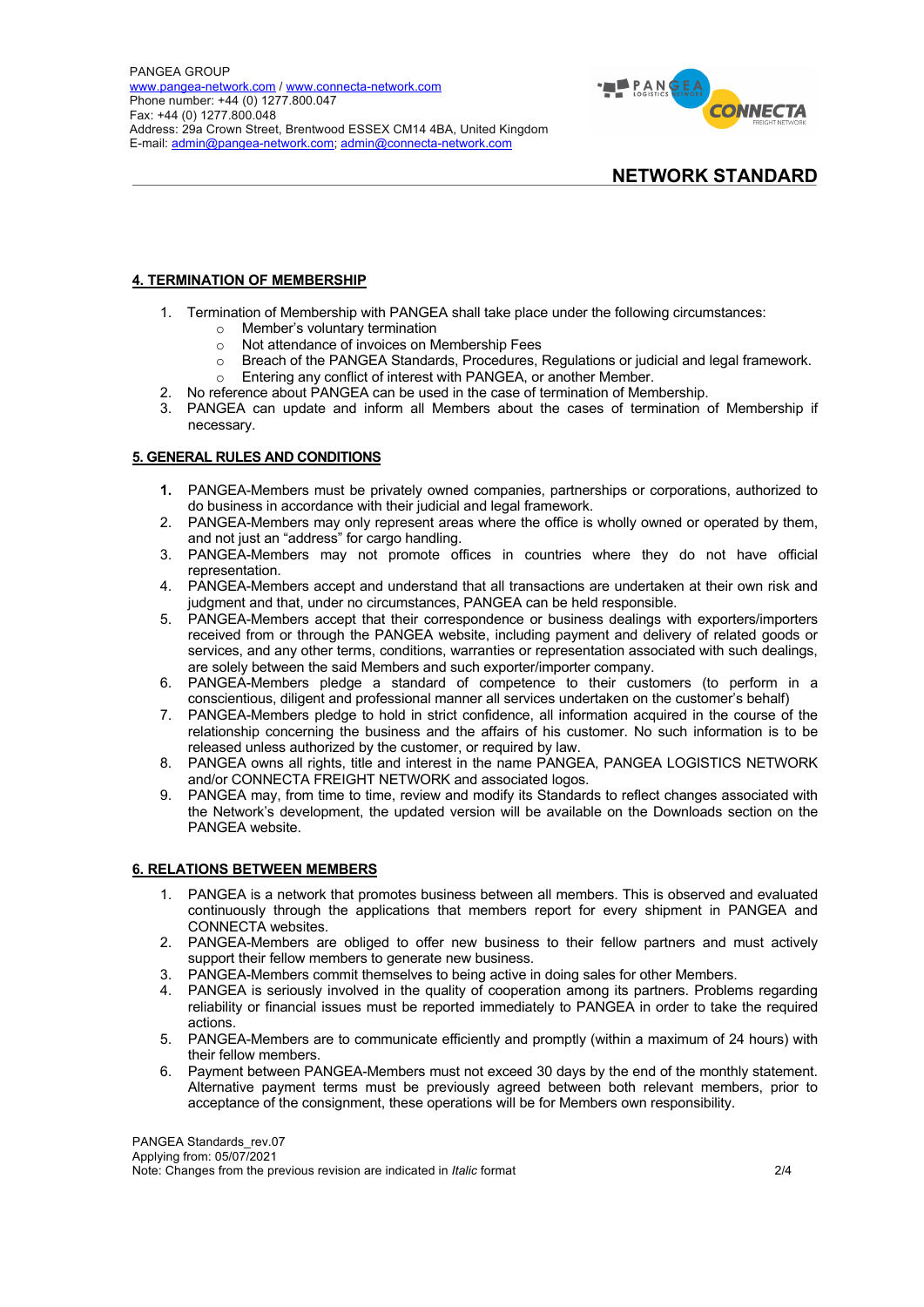## 4. TERMINATION OF MEMBERSHIP

1. Termination of Membership with PANGEA shall take place under the following circumstances:
   - Member's voluntary termination
   - Not attendance of invoices on Membership Fees
   - Breach of the PANGEA Standards, Procedures, Regulations or judicial and legal framework.
   - Entering any conflict of interest with PANGEA, or another Member.
2. No reference about PANGEA can be used in the case of termination of Membership.
3. PANGEA can update and inform all Members about the cases of termination of Membership if necessary.

## 5. GENERAL RULES AND CONDITIONS

1. PANGEA-Members must be privately owned companies, partnerships or corporations, authorized to do business in accordance with their judicial and legal framework.
2. PANGEA-Members may only represent areas where the office is wholly owned or operated by them, and not just an "address" for cargo handling.
3. PANGEA-Members may not promote offices in countries where they do not have official representation.
4. PANGEA-Members accept and understand that all transactions are undertaken at their own risk and judgment and that, under no circumstances, PANGEA can be held responsible.
5. PANGEA-Members accept that their correspondence or business dealings with exporters/importers received from or through the PANGEA website, including payment and delivery of related goods or services, and any other terms, conditions, warranties or representation associated with such dealings, are solely between the said Members and such exporter/importer company.
6. PANGEA-Members pledge a standard of competence to their customers (to perform in a conscientious, diligent and professional manner all services undertaken on the customer's behalf)
7. PANGEA-Members pledge to hold in strict confidence, all information acquired in the course of the relationship concerning the business and the affairs of his customer. No such information is to be released unless authorized by the customer, or required by law.
8. PANGEA owns all rights, title and interest in the name PANGEA, PANGEA LOGISTICS NETWORK and/or CONNECTA FREIGHT NETWORK and associated logos.
9. PANGEA may, from time to time, review and modify its Standards to reflect changes associated with the Network's development, the updated version will be available on the Downloads section on the PANGEA website.

## 6. RELATIONS BETWEEN MEMBERS

1. PANGEA is a network that promotes business between all members. This is observed and evaluated continuously through the applications that members report for every shipment in PANGEA and CONNECTA websites.
2. PANGEA-Members are obliged to offer new business to their fellow partners and must actively support their fellow members to generate new business.
3. PANGEA-Members commit themselves to being active in doing sales for other Members.
4. PANGEA is seriously involved in the quality of cooperation among its partners. Problems regarding reliability or financial issues must be reported immediately to PANGEA in order to take the required actions.
5. PANGEA-Members are to communicate efficiently and promptly (within a maximum of 24 hours) with their fellow members.
6. Payment between PANGEA-Members must not exceed 30 days by the end of the monthly statement. Alternative payment terms must be previously agreed between both relevant members, prior to acceptance of the consignment, these operations will be for Members own responsibility.

PANGEA Standards_rev.07
Applying from: 05/07/2021
Note: Changes from the previous revision are indicated in *Italic* format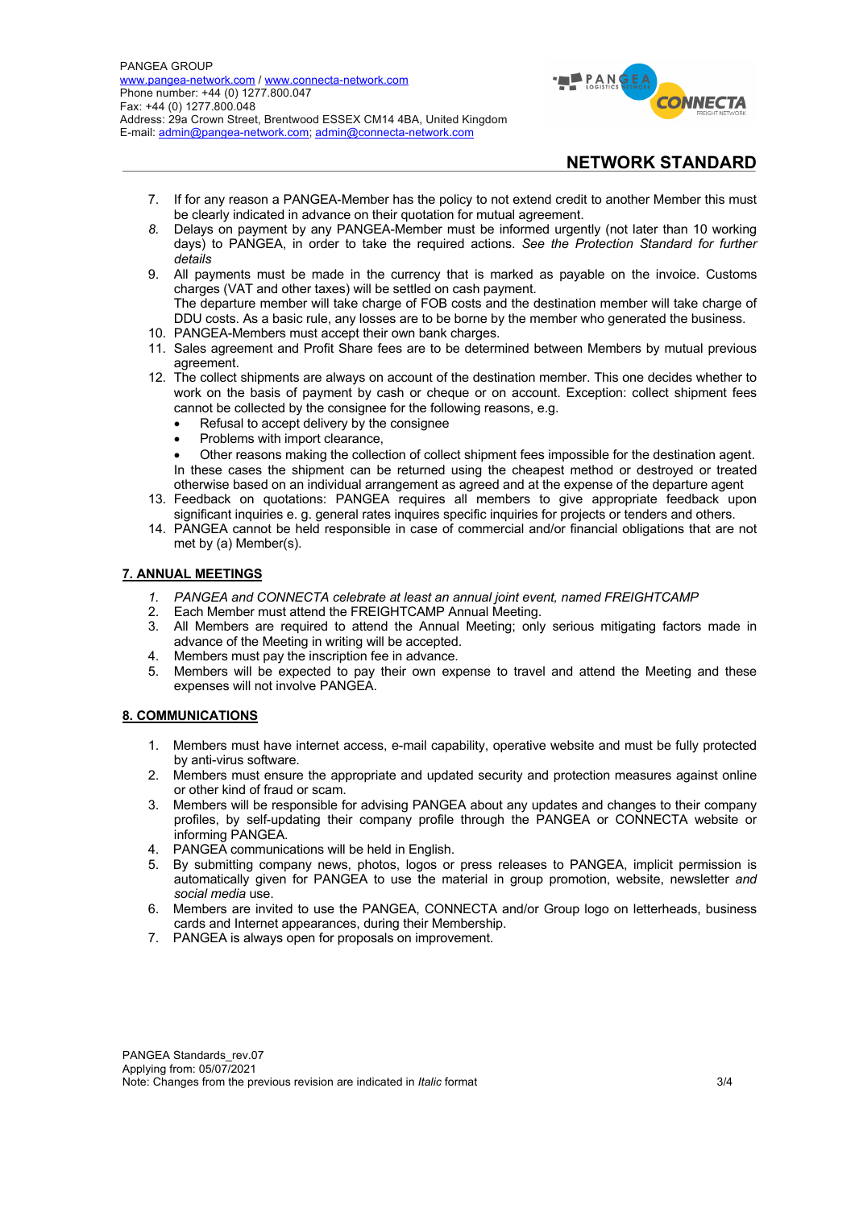PANGEA GROUP
www.pangea-network.com / www.connecta-network.com
Phone number: +44 (0) 1277.800.047
Fax: +44 (0) 1277.800.048
Address: 29a Crown Street, Brentwood ESSEX CM14 4BA, United Kingdom
E-mail: admin@pangea-network.com; admin@connecta-network.com

## NETWORK STANDARD

7. If for any reason a PANGEA-Member has the policy to not extend credit to another Member this must be clearly indicated in advance on their quotation for mutual agreement.
8. Delays on payment by any PANGEA-Member must be informed urgently (not later than 10 working days) to PANGEA, in order to take the required actions. *See the Protection Standard for further details*
9. All payments must be made in the currency that is marked as payable on the invoice. Customs charges (VAT and other taxes) will be settled on cash payment.
   The departure member will take charge of FOB costs and the destination member will take charge of DDU costs. As a basic rule, any losses are to be borne by the member who generated the business.
10. PANGEA-Members must accept their own bank charges.
11. Sales agreement and Profit Share fees are to be determined between Members by mutual previous agreement.
12. The collect shipments are always on account of the destination member. This one decides whether to work on the basis of payment by cash or cheque or on account. Exception: collect shipment fees cannot be collected by the consignee for the following reasons, e.g.
    - Refusal to accept delivery by the consignee
    - Problems with import clearance,
    - Other reasons making the collection of collect shipment fees impossible for the destination agent.

    In these cases the shipment can be returned using the cheapest method or destroyed or treated otherwise based on an individual arrangement as agreed and at the expense of the departure agent
13. Feedback on quotations: PANGEA requires all members to give appropriate feedback upon significant inquiries e. g. general rates inquires specific inquiries for projects or tenders and others.
14. PANGEA cannot be held responsible in case of commercial and/or financial obligations that are not met by (a) Member(s).

### 7. ANNUAL MEETINGS

1. *PANGEA and CONNECTA celebrate at least an annual joint event, named FREIGHTCAMP*
2. Each Member must attend the FREIGHTCAMP Annual Meeting.
3. All Members are required to attend the Annual Meeting; only serious mitigating factors made in advance of the Meeting in writing will be accepted.
4. Members must pay the inscription fee in advance.
5. Members will be expected to pay their own expense to travel and attend the Meeting and these expenses will not involve PANGEA.

### 8. COMMUNICATIONS

1. Members must have internet access, e-mail capability, operative website and must be fully protected by anti-virus software.
2. Members must ensure the appropriate and updated security and protection measures against online or other kind of fraud or scam.
3. Members will be responsible for advising PANGEA about any updates and changes to their company profiles, by self-updating their company profile through the PANGEA or CONNECTA website or informing PANGEA.
4. PANGEA communications will be held in English.
5. By submitting company news, photos, logos or press releases to PANGEA, implicit permission is automatically given for PANGEA to use the material in group promotion, website, newsletter *and social media* use.
6. Members are invited to use the PANGEA, CONNECTA and/or Group logo on letterheads, business cards and Internet appearances, during their Membership.
7. PANGEA is always open for proposals on improvement.

PANGEA Standards_rev.07
Applying from: 05/07/2021
Note: Changes from the previous revision are indicated in *Italic* format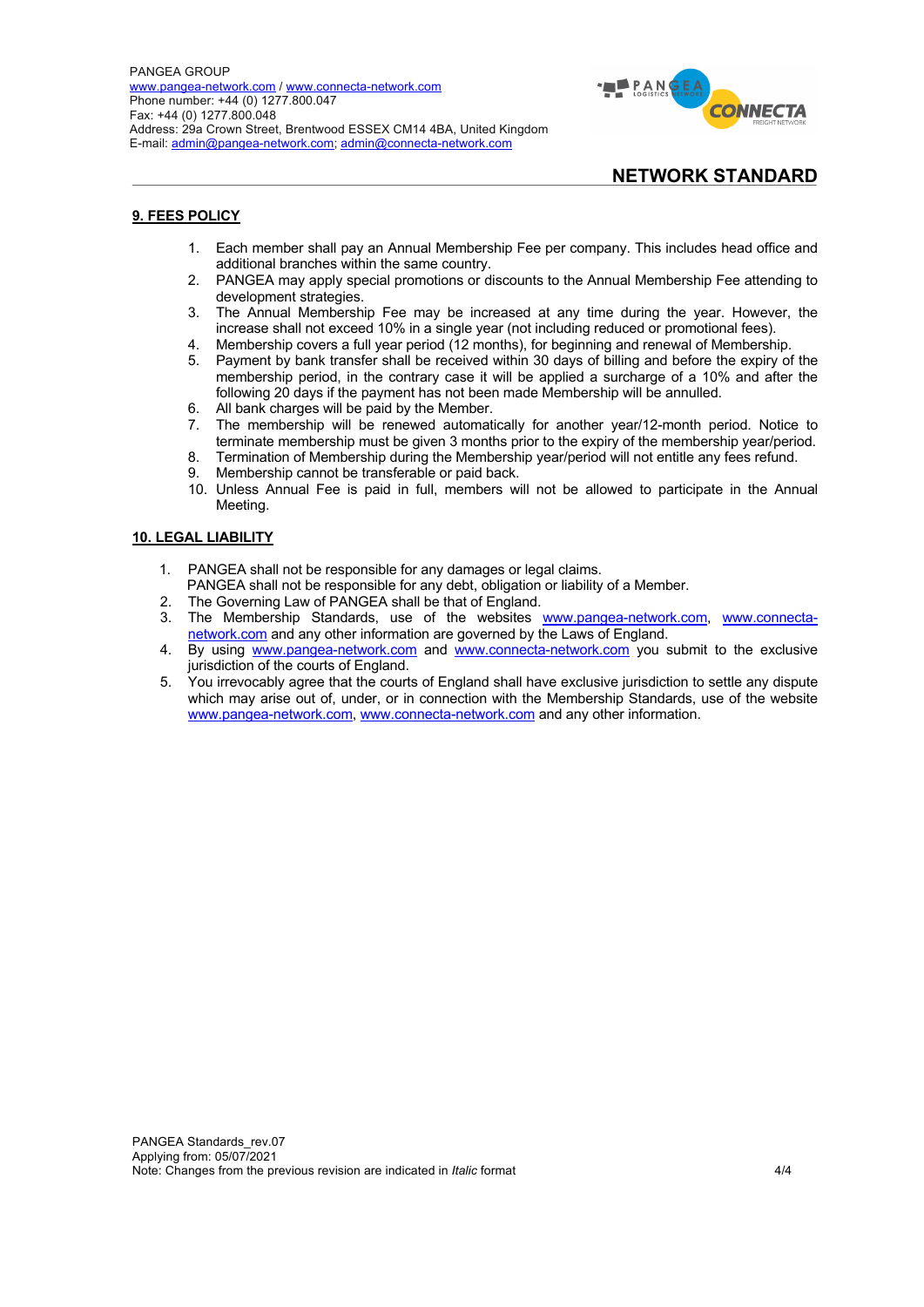PANGEA GROUP
www.pangea-network.com / www.connecta-network.com
Phone number: +44 (0) 1277.800.047
Fax: +44 (0) 1277.800.048
Address: 29a Crown Street, Brentwood ESSEX CM14 4BA, United Kingdom
E-mail: admin@pangea-network.com; admin@connecta-network.com

# NETWORK STANDARD

## 9. FEES POLICY

1. Each member shall pay an Annual Membership Fee per company. This includes head office and additional branches within the same country.
2. PANGEA may apply special promotions or discounts to the Annual Membership Fee attending to development strategies.
3. The Annual Membership Fee may be increased at any time during the year. However, the increase shall not exceed 10% in a single year (not including reduced or promotional fees).
4. Membership covers a full year period (12 months), for beginning and renewal of Membership.
5. Payment by bank transfer shall be received within 30 days of billing and before the expiry of the membership period, in the contrary case it will be applied a surcharge of a 10% and after the following 20 days if the payment has not been made Membership will be annulled.
6. All bank charges will be paid by the Member.
7. The membership will be renewed automatically for another year/12-month period. Notice to terminate membership must be given 3 months prior to the expiry of the membership year/period.
8. Termination of Membership during the Membership year/period will not entitle any fees refund.
9. Membership cannot be transferable or paid back.
10. Unless Annual Fee is paid in full, members will not be allowed to participate in the Annual Meeting.

## 10. LEGAL LIABILITY

1. PANGEA shall not be responsible for any damages or legal claims.
   PANGEA shall not be responsible for any debt, obligation or liability of a Member.
2. The Governing Law of PANGEA shall be that of England.
3. The Membership Standards, use of the websites www.pangea-network.com, www.connecta-network.com and any other information are governed by the Laws of England.
4. By using www.pangea-network.com and www.connecta-network.com you submit to the exclusive jurisdiction of the courts of England.
5. You irrevocably agree that the courts of England shall have exclusive jurisdiction to settle any dispute which may arise out of, under, or in connection with the Membership Standards, use of the website www.pangea-network.com, www.connecta-network.com and any other information.

PANGEA Standards_rev.07
Applying from: 05/07/2021
Note: Changes from the previous revision are indicated in *Italic* format